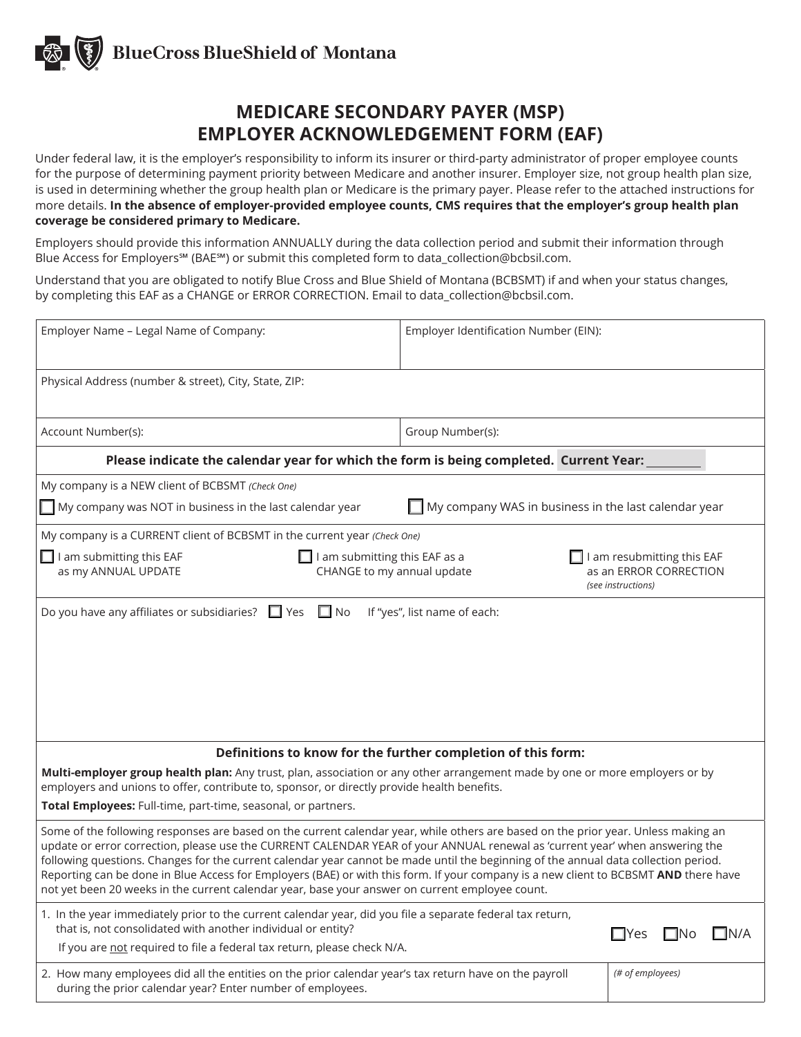BlueCross BlueShield of Montana

# MEDICARE SECONDARY PAYER (MSP) EMPLOYER ACKNOWLEDGEMENT FORM (EAF)

Under federal law, it is the employer's responsibility to inform its insurer or third-party administrator of proper employee counts for the purpose of determining payment priority between Medicare and another insurer. Employer size, not group health plan size, is used in determining whether the group health plan or Medicare is the primary payer. Please refer to the attached instructions for more details. **In the absence of employer-provided employee counts, CMS requires that the employer's group health plan coverage be considered primary to Medicare.**

Employers should provide this information ANNUALLY during the data collection period and submit their information through Blue Access for Employers℠ (BAE℠) or submit this completed form to data_collection@bcbsil.com.

Understand that you are obligated to notify Blue Cross and Blue Shield of Montana (BCBSMT) if and when your status changes, by completing this EAF as a CHANGE or ERROR CORRECTION. Email to data_collection@bcbsil.com.

| Employer Name – Legal Name of Company: | Employer Identification Number (EIN): |
|---|---|
| Physical Address (number & street), City, State, ZIP: | |
| Account Number(s): | Group Number(s): |

**Please indicate the calendar year for which the form is being completed. Current Year:** ________

My company is a NEW client of BCBSMT *(Check One)*

- ☐ My company was NOT in business in the last calendar year
- ☐ My company WAS in business in the last calendar year

My company is a CURRENT client of BCBSMT in the current year *(Check One)*

- ☐ I am submitting this EAF as my ANNUAL UPDATE
- ☐ I am submitting this EAF as a CHANGE to my annual update
- ☐ I am resubmitting this EAF as an ERROR CORRECTION *(see instructions)*

Do you have any affiliates or subsidiaries? ☐ Yes ☐ No If "yes", list name of each:

**Definitions to know for the further completion of this form:**

**Multi-employer group health plan:** Any trust, plan, association or any other arrangement made by one or more employers or by employers and unions to offer, contribute to, sponsor, or directly provide health benefits.

**Total Employees:** Full-time, part-time, seasonal, or partners.

Some of the following responses are based on the current calendar year, while others are based on the prior year. Unless making an update or error correction, please use the CURRENT CALENDAR YEAR of your ANNUAL renewal as 'current year' when answering the following questions. Changes for the current calendar year cannot be made until the beginning of the annual data collection period. Reporting can be done in Blue Access for Employers (BAE) or with this form. If your company is a new client to BCBSMT **AND** there have not yet been 20 weeks in the current calendar year, base your answer on current employee count.

1. In the year immediately prior to the current calendar year, did you file a separate federal tax return, that is, not consolidated with another individual or entity? ☐Yes ☐No ☐N/A
   If you are not required to file a federal tax return, please check N/A.

2. How many employees did all the entities on the prior calendar year's tax return have on the payroll during the prior calendar year? Enter number of employees. *(# of employees)*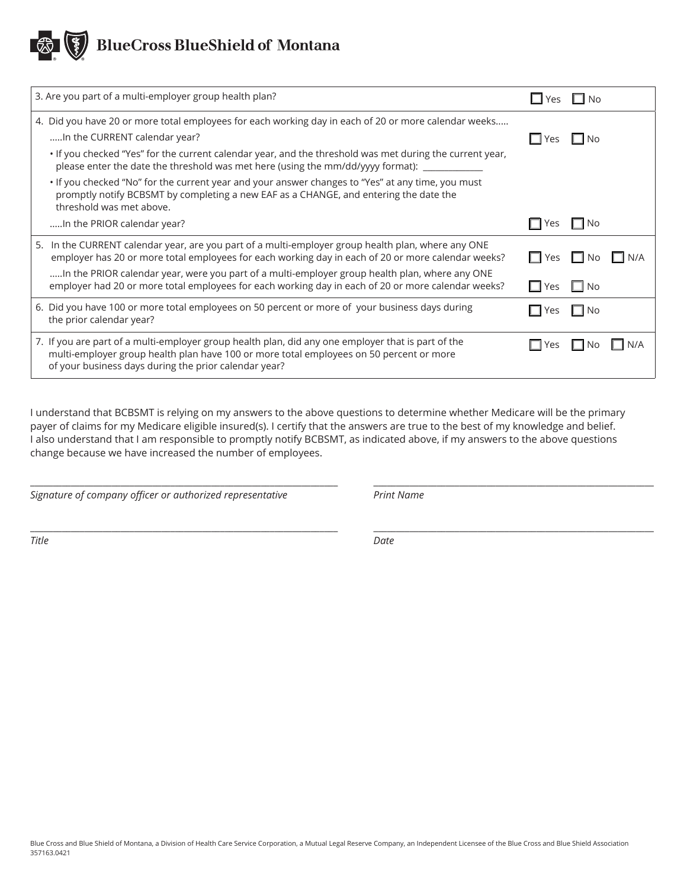**BlueCross BlueShield of Montana**

| Question | Response |
|---|---|
| 3. Are you part of a multi-employer group health plan? | ☐ Yes ☐ No |
| 4. Did you have 20 or more total employees for each working day in each of 20 or more calendar weeks..... | |
| .....In the CURRENT calendar year? | ☐ Yes ☐ No |
| • If you checked "Yes" for the current calendar year, and the threshold was met during the current year, please enter the date the threshold was met here (using the mm/dd/yyyy format): _____________ | |
| • If you checked "No" for the current year and your answer changes to "Yes" at any time, you must promptly notify BCBSMT by completing a new EAF as a CHANGE, and entering the date the threshold was met above. | |
| .....In the PRIOR calendar year? | ☐ Yes ☐ No |
| 5. In the CURRENT calendar year, are you part of a multi-employer group health plan, where any ONE employer has 20 or more total employees for each working day in each of 20 or more calendar weeks? | ☐ Yes ☐ No ☐ N/A |
| .....In the PRIOR calendar year, were you part of a multi-employer group health plan, where any ONE employer had 20 or more total employees for each working day in each of 20 or more calendar weeks? | ☐ Yes ☐ No |
| 6. Did you have 100 or more total employees on 50 percent or more of your business days during the prior calendar year? | ☐ Yes ☐ No |
| 7. If you are part of a multi-employer group health plan, did any one employer that is part of the multi-employer group health plan have 100 or more total employees on 50 percent or more of your business days during the prior calendar year? | ☐ Yes ☐ No ☐ N/A |

I understand that BCBSMT is relying on my answers to the above questions to determine whether Medicare will be the primary payer of claims for my Medicare eligible insured(s). I certify that the answers are true to the best of my knowledge and belief. I also understand that I am responsible to promptly notify BCBSMT, as indicated above, if my answers to the above questions change because we have increased the number of employees.

______________________________
*Signature of company officer or authorized representative*

______________________________
*Print Name*

______________________________
*Title*

______________________________
*Date*

Blue Cross and Blue Shield of Montana, a Division of Health Care Service Corporation, a Mutual Legal Reserve Company, an Independent Licensee of the Blue Cross and Blue Shield Association
357163.0421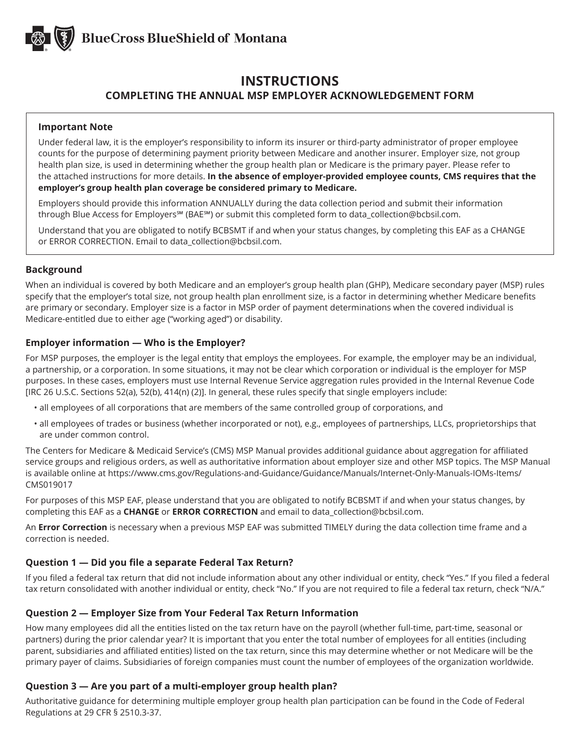BlueCross BlueShield of Montana

# INSTRUCTIONS

## COMPLETING THE ANNUAL MSP EMPLOYER ACKNOWLEDGEMENT FORM

**Important Note**

Under federal law, it is the employer's responsibility to inform its insurer or third-party administrator of proper employee counts for the purpose of determining payment priority between Medicare and another insurer. Employer size, not group health plan size, is used in determining whether the group health plan or Medicare is the primary payer. Please refer to the attached instructions for more details. **In the absence of employer-provided employee counts, CMS requires that the employer's group health plan coverage be considered primary to Medicare.**

Employers should provide this information ANNUALLY during the data collection period and submit their information through Blue Access for Employers℠ (BAE℠) or submit this completed form to data_collection@bcbsil.com.

Understand that you are obligated to notify BCBSMT if and when your status changes, by completing this EAF as a CHANGE or ERROR CORRECTION. Email to data_collection@bcbsil.com.

### Background

When an individual is covered by both Medicare and an employer's group health plan (GHP), Medicare secondary payer (MSP) rules specify that the employer's total size, not group health plan enrollment size, is a factor in determining whether Medicare benefits are primary or secondary. Employer size is a factor in MSP order of payment determinations when the covered individual is Medicare-entitled due to either age ("working aged") or disability.

### Employer information — Who is the Employer?

For MSP purposes, the employer is the legal entity that employs the employees. For example, the employer may be an individual, a partnership, or a corporation. In some situations, it may not be clear which corporation or individual is the employer for MSP purposes. In these cases, employers must use Internal Revenue Service aggregation rules provided in the Internal Revenue Code [IRC 26 U.S.C. Sections 52(a), 52(b), 414(n) (2)]. In general, these rules specify that single employers include:

- all employees of all corporations that are members of the same controlled group of corporations, and
- all employees of trades or business (whether incorporated or not), e.g., employees of partnerships, LLCs, proprietorships that are under common control.

The Centers for Medicare & Medicaid Service's (CMS) MSP Manual provides additional guidance about aggregation for affiliated service groups and religious orders, as well as authoritative information about employer size and other MSP topics. The MSP Manual is available online at https://www.cms.gov/Regulations-and-Guidance/Guidance/Manuals/Internet-Only-Manuals-IOMs-Items/CMS019017

For purposes of this MSP EAF, please understand that you are obligated to notify BCBSMT if and when your status changes, by completing this EAF as a **CHANGE** or **ERROR CORRECTION** and email to data_collection@bcbsil.com.

An **Error Correction** is necessary when a previous MSP EAF was submitted TIMELY during the data collection time frame and a correction is needed.

### Question 1 — Did you file a separate Federal Tax Return?

If you filed a federal tax return that did not include information about any other individual or entity, check "Yes." If you filed a federal tax return consolidated with another individual or entity, check "No." If you are not required to file a federal tax return, check "N/A."

### Question 2 — Employer Size from Your Federal Tax Return Information

How many employees did all the entities listed on the tax return have on the payroll (whether full-time, part-time, seasonal or partners) during the prior calendar year? It is important that you enter the total number of employees for all entities (including parent, subsidiaries and affiliated entities) listed on the tax return, since this may determine whether or not Medicare will be the primary payer of claims. Subsidiaries of foreign companies must count the number of employees of the organization worldwide.

### Question 3 — Are you part of a multi-employer group health plan?

Authoritative guidance for determining multiple employer group health plan participation can be found in the Code of Federal Regulations at 29 CFR § 2510.3-37.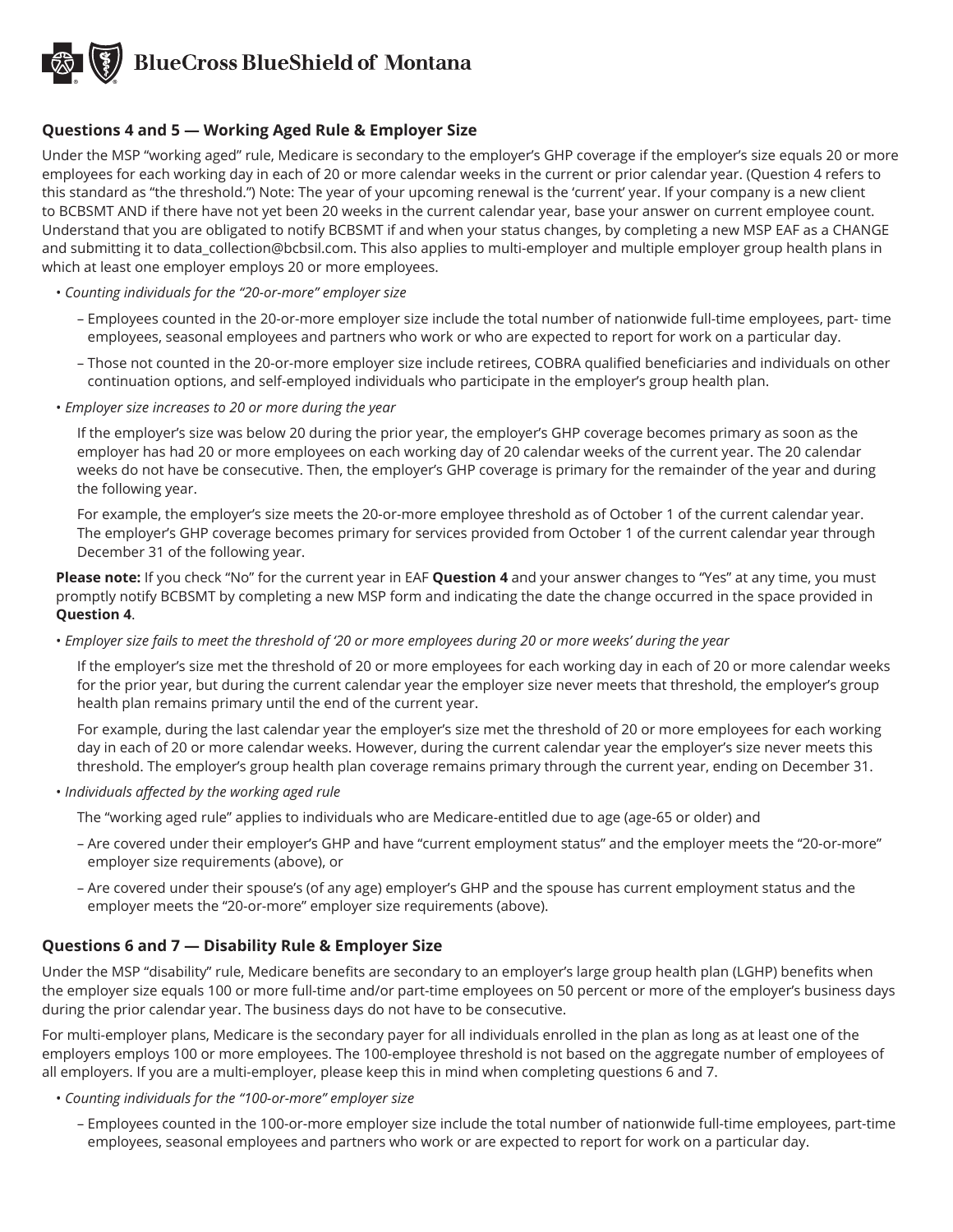## Questions 4 and 5 — Working Aged Rule & Employer Size

Under the MSP "working aged" rule, Medicare is secondary to the employer's GHP coverage if the employer's size equals 20 or more employees for each working day in each of 20 or more calendar weeks in the current or prior calendar year. (Question 4 refers to this standard as "the threshold.") Note: The year of your upcoming renewal is the 'current' year. If your company is a new client to BCBSMT AND if there have not yet been 20 weeks in the current calendar year, base your answer on current employee count. Understand that you are obligated to notify BCBSMT if and when your status changes, by completing a new MSP EAF as a CHANGE and submitting it to data_collection@bcbsil.com. This also applies to multi-employer and multiple employer group health plans in which at least one employer employs 20 or more employees.

- *Counting individuals for the "20-or-more" employer size*
  - Employees counted in the 20-or-more employer size include the total number of nationwide full-time employees, part- time employees, seasonal employees and partners who work or who are expected to report for work on a particular day.
  - Those not counted in the 20-or-more employer size include retirees, COBRA qualified beneficiaries and individuals on other continuation options, and self-employed individuals who participate in the employer's group health plan.
- *Employer size increases to 20 or more during the year*

  If the employer's size was below 20 during the prior year, the employer's GHP coverage becomes primary as soon as the employer has had 20 or more employees on each working day of 20 calendar weeks of the current year. The 20 calendar weeks do not have be consecutive. Then, the employer's GHP coverage is primary for the remainder of the year and during the following year.

  For example, the employer's size meets the 20-or-more employee threshold as of October 1 of the current calendar year. The employer's GHP coverage becomes primary for services provided from October 1 of the current calendar year through December 31 of the following year.

**Please note:** If you check "No" for the current year in EAF **Question 4** and your answer changes to "Yes" at any time, you must promptly notify BCBSMT by completing a new MSP form and indicating the date the change occurred in the space provided in **Question 4**.

- *Employer size fails to meet the threshold of '20 or more employees during 20 or more weeks' during the year*

  If the employer's size met the threshold of 20 or more employees for each working day in each of 20 or more calendar weeks for the prior year, but during the current calendar year the employer size never meets that threshold, the employer's group health plan remains primary until the end of the current year.

  For example, during the last calendar year the employer's size met the threshold of 20 or more employees for each working day in each of 20 or more calendar weeks. However, during the current calendar year the employer's size never meets this threshold. The employer's group health plan coverage remains primary through the current year, ending on December 31.
- *Individuals affected by the working aged rule*

  The "working aged rule" applies to individuals who are Medicare-entitled due to age (age-65 or older) and
  - Are covered under their employer's GHP and have "current employment status" and the employer meets the "20-or-more" employer size requirements (above), or
  - Are covered under their spouse's (of any age) employer's GHP and the spouse has current employment status and the employer meets the "20-or-more" employer size requirements (above).

## Questions 6 and 7 — Disability Rule & Employer Size

Under the MSP "disability" rule, Medicare benefits are secondary to an employer's large group health plan (LGHP) benefits when the employer size equals 100 or more full-time and/or part-time employees on 50 percent or more of the employer's business days during the prior calendar year. The business days do not have to be consecutive.

For multi-employer plans, Medicare is the secondary payer for all individuals enrolled in the plan as long as at least one of the employers employs 100 or more employees. The 100-employee threshold is not based on the aggregate number of employees of all employers. If you are a multi-employer, please keep this in mind when completing questions 6 and 7.

- *Counting individuals for the "100-or-more" employer size*
  - Employees counted in the 100-or-more employer size include the total number of nationwide full-time employees, part-time employees, seasonal employees and partners who work or are expected to report for work on a particular day.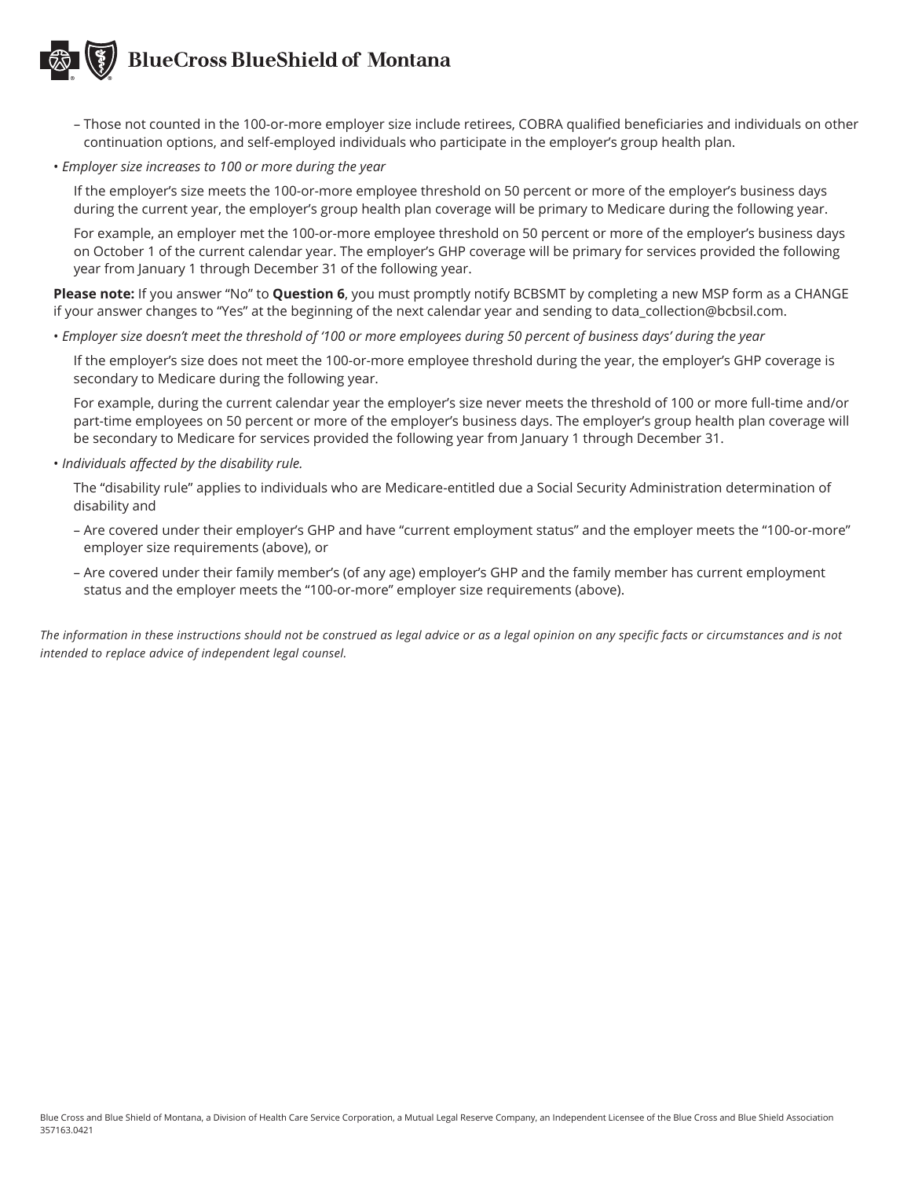– Those not counted in the 100-or-more employer size include retirees, COBRA qualified beneficiaries and individuals on other continuation options, and self-employed individuals who participate in the employer's group health plan.

- *Employer size increases to 100 or more during the year*

  If the employer's size meets the 100-or-more employee threshold on 50 percent or more of the employer's business days during the current year, the employer's group health plan coverage will be primary to Medicare during the following year.

  For example, an employer met the 100-or-more employee threshold on 50 percent or more of the employer's business days on October 1 of the current calendar year. The employer's GHP coverage will be primary for services provided the following year from January 1 through December 31 of the following year.

**Please note:** If you answer "No" to **Question 6**, you must promptly notify BCBSMT by completing a new MSP form as a CHANGE if your answer changes to "Yes" at the beginning of the next calendar year and sending to data_collection@bcbsil.com.

- *Employer size doesn't meet the threshold of '100 or more employees during 50 percent of business days' during the year*

  If the employer's size does not meet the 100-or-more employee threshold during the year, the employer's GHP coverage is secondary to Medicare during the following year.

  For example, during the current calendar year the employer's size never meets the threshold of 100 or more full-time and/or part-time employees on 50 percent or more of the employer's business days. The employer's group health plan coverage will be secondary to Medicare for services provided the following year from January 1 through December 31.

- *Individuals affected by the disability rule.*

  The "disability rule" applies to individuals who are Medicare-entitled due a Social Security Administration determination of disability and

  – Are covered under their employer's GHP and have "current employment status" and the employer meets the "100-or-more" employer size requirements (above), or

  – Are covered under their family member's (of any age) employer's GHP and the family member has current employment status and the employer meets the "100-or-more" employer size requirements (above).

*The information in these instructions should not be construed as legal advice or as a legal opinion on any specific facts or circumstances and is not intended to replace advice of independent legal counsel.*

Blue Cross and Blue Shield of Montana, a Division of Health Care Service Corporation, a Mutual Legal Reserve Company, an Independent Licensee of the Blue Cross and Blue Shield Association
357163.0421